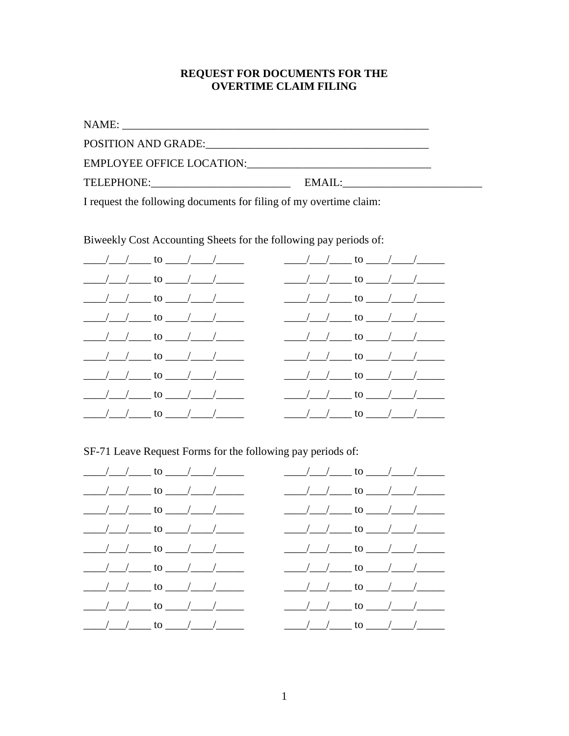**REQUEST FOR DOCUMENTS FOR THE OVERTIME CLAIM FILING**

NAME: ______________________________________________________

POSITION AND GRADE:_______________________________________

EMPLOYEE OFFICE LOCATION:_________________________________

TELEPHONE:_________________________ EMAIL:_________________________

I request the following documents for filing of my overtime claim:

Biweekly Cost Accounting Sheets for the following pay periods of:

____/___/____ to ____/____/_____ ____/___/____ to ____/____/_____

____/___/____ to ____/____/_____ ____/___/____ to ____/____/_____

____/___/____ to ____/____/_____ ____/___/____ to ____/____/_____

____/___/____ to ____/____/_____ ____/___/____ to ____/____/_____

____/___/____ to ____/____/_____ ____/___/____ to ____/____/_____

____/___/____ to ____/____/_____ ____/___/____ to ____/____/_____

____/___/____ to ____/____/_____ ____/___/____ to ____/____/_____

____/___/____ to ____/____/_____ ____/___/____ to ____/____/_____

____/___/____ to ____/____/_____ ____/___/____ to ____/____/_____

SF-71 Leave Request Forms for the following pay periods of:

____/___/____ to ____/____/_____ ____/___/____ to ____/____/_____

____/___/____ to ____/____/_____ ____/___/____ to ____/____/_____

____/___/____ to ____/____/_____ ____/___/____ to ____/____/_____

____/___/____ to ____/____/_____ ____/___/____ to ____/____/_____

____/___/____ to ____/____/_____ ____/___/____ to ____/____/_____

____/___/____ to ____/____/_____ ____/___/____ to ____/____/_____

____/___/____ to ____/____/_____ ____/___/____ to ____/____/_____

____/___/____ to ____/____/_____ ____/___/____ to ____/____/_____

____/___/____ to ____/____/_____ ____/___/____ to ____/____/_____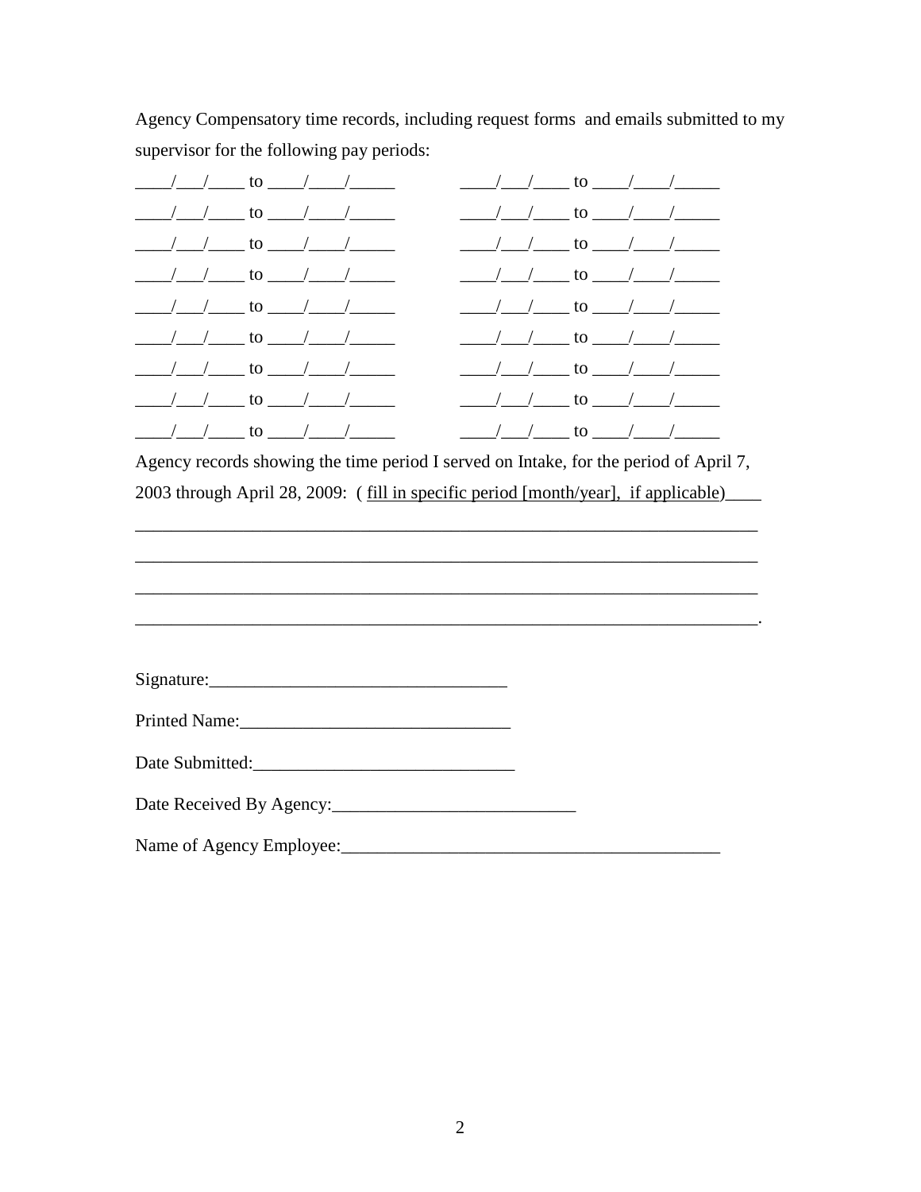Agency Compensatory time records, including request forms and emails submitted to my supervisor for the following pay periods:

| | |
|---|---|
| ____/___/____ to ____/____/_____ | ____/___/____ to ____/____/_____ |
| ____/___/____ to ____/____/_____ | ____/___/____ to ____/____/_____ |
| ____/___/____ to ____/____/_____ | ____/___/____ to ____/____/_____ |
| ____/___/____ to ____/____/_____ | ____/___/____ to ____/____/_____ |
| ____/___/____ to ____/____/_____ | ____/___/____ to ____/____/_____ |
| ____/___/____ to ____/____/_____ | ____/___/____ to ____/____/_____ |
| ____/___/____ to ____/____/_____ | ____/___/____ to ____/____/_____ |
| ____/___/____ to ____/____/_____ | ____/___/____ to ____/____/_____ |
| ____/___/____ to ____/____/_____ | ____/___/____ to ____/____/_____ |

Agency records showing the time period I served on Intake, for the period of April 7, 2003 through April 28, 2009: ( fill in specific period [month/year], if applicable)____

______________________________________________________________________

______________________________________________________________________

______________________________________________________________________

______________________________________________________________________.

Signature:________________________________

Printed Name:_____________________________

Date Submitted:____________________________

Date Received By Agency:___________________________

Name of Agency Employee:_________________________________________